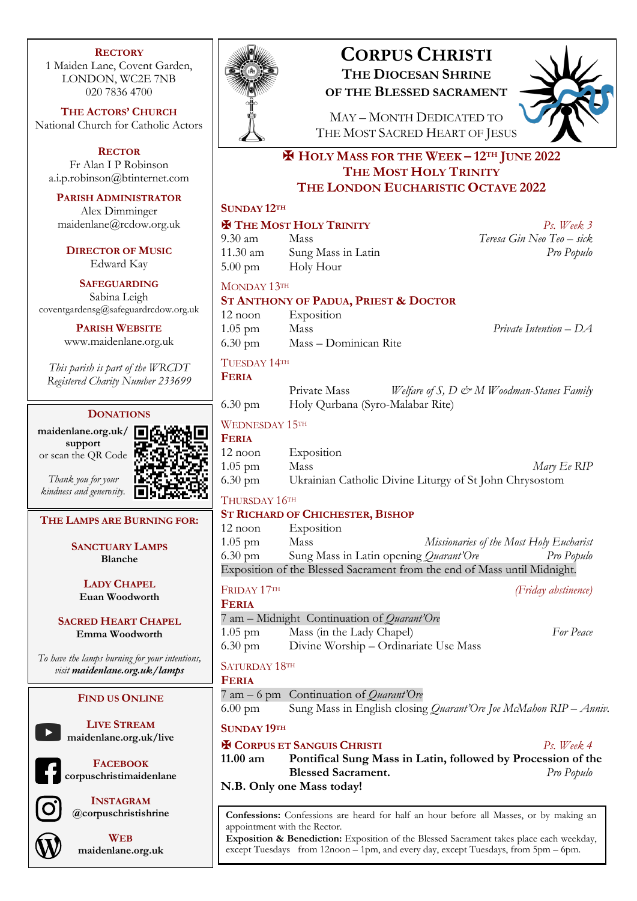# Corpus Christi

## The Diocesan Shrine of the Blessed Sacrament

May – Month Dedicated to The Most Sacred Heart of Jesus

## ✠ Holy Mass for the Week – 12th June 2022
## The Most Holy Trinity
## The London Eucharistic Octave 2022

### Sunday 12th

**✠ The Most Holy Trinity** — *Ps. Week 3*

| | | |
|---|---|---|
| 9.30 am | Mass | *Teresa Gin Neo Teo – sick* |
| 11.30 am | Sung Mass in Latin | *Pro Populo* |
| 5.00 pm | Holy Hour | |

### Monday 13th

**St Anthony of Padua, Priest & Doctor**

| | | |
|---|---|---|
| 12 noon | Exposition | |
| 1.05 pm | Mass | *Private Intention – DA* |
| 6.30 pm | Mass – Dominican Rite | |

### Tuesday 14th

**Feria**

| | | |
|---|---|---|
| | Private Mass | *Welfare of S, D & M Woodman-Stanes Family* |
| 6.30 pm | Holy Qurbana (Syro-Malabar Rite) | |

### Wednesday 15th

**Feria**

| | | |
|---|---|---|
| 12 noon | Exposition | |
| 1.05 pm | Mass | *Mary Ee RIP* |
| 6.30 pm | Ukrainian Catholic Divine Liturgy of St John Chrysostom | |

### Thursday 16th

**St Richard of Chichester, Bishop**

| | | |
|---|---|---|
| 12 noon | Exposition | |
| 1.05 pm | Mass | *Missionaries of the Most Holy Eucharist* |
| 6.30 pm | Sung Mass in Latin opening *Quarant'Ore* | *Pro Populo* |

Exposition of the Blessed Sacrament from the end of Mass until Midnight.

### Friday 17th — *(Friday abstinence)*

**Feria**

7 am – Midnight Continuation of *Quarant'Ore*

| | | |
|---|---|---|
| 1.05 pm | Mass (in the Lady Chapel) | *For Peace* |
| 6.30 pm | Divine Worship – Ordinariate Use Mass | |

### Saturday 18th

**Feria**

7 am – 6 pm Continuation of *Quarant'Ore*

| | | |
|---|---|---|
| 6.00 pm | Sung Mass in English closing *Quarant'Ore* | *Joe McMahon RIP – Anniv.* |

### Sunday 19th

**✠ Corpus et Sanguis Christi** — *Ps. Week 4*

**11.00 am** **Pontifical Sung Mass in Latin, followed by Procession of the Blessed Sacrament.** *Pro Populo*

**N.B. Only one Mass today!**

**Confessions:** Confessions are heard for half an hour before all Masses, or by making an appointment with the Rector.

**Exposition & Benediction:** Exposition of the Blessed Sacrament takes place each weekday, except Tuesdays from 12noon – 1pm, and every day, except Tuesdays, from 5pm – 6pm.

---

**Rectory**
1 Maiden Lane, Covent Garden,
LONDON, WC2E 7NB
020 7836 4700

**The Actors' Church**
National Church for Catholic Actors

**Rector**
Fr Alan I P Robinson
a.i.p.robinson@btinternet.com

**Parish Administrator**
Alex Dimminger
maidenlane@rcdow.org.uk

**Director of Music**
Edward Kay

**Safeguarding**
Sabina Leigh
coventgardensg@safeguardrcdow.org.uk

**Parish Website**
www.maidenlane.org.uk

*This parish is part of the WRCDT Registered Charity Number 233699*

**Donations**

**maidenlane.org.uk/support** or scan the QR Code

*Thank you for your kindness and generosity.*

**The Lamps are Burning for:**

**Sanctuary Lamps**
**Blanche**

**Lady Chapel**
**Euan Woodworth**

**Sacred Heart Chapel**
**Emma Woodworth**

*To have the lamps burning for your intentions, visit* ***maidenlane.org.uk/lamps***

**Find us Online**

**Live Stream**
**maidenlane.org.uk/live**

**Facebook**
**corpuschristimaidenlane**

**Instagram**
**@corpuschristishrine**

**Web**
**maidenlane.org.uk**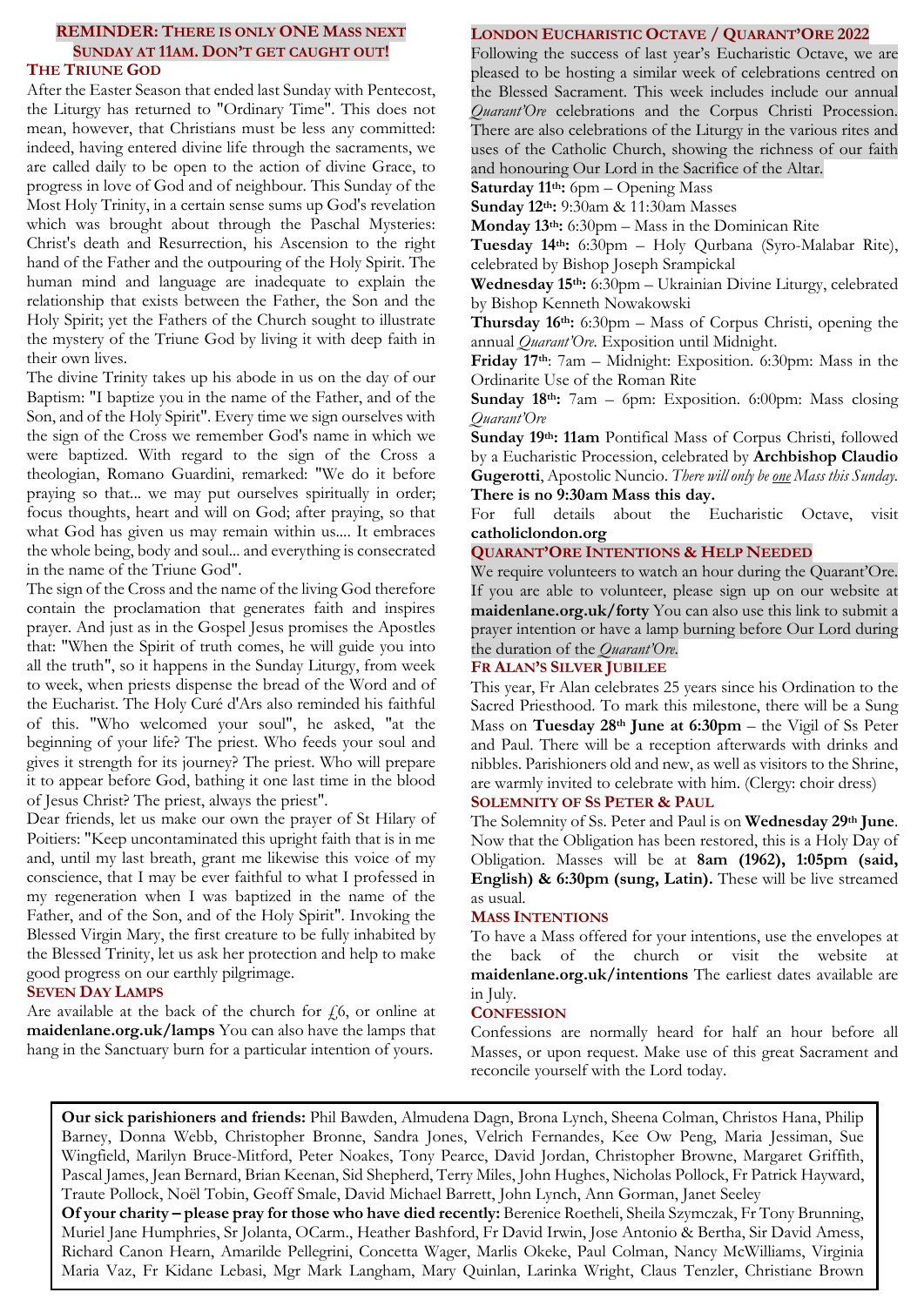**REMINDER: THERE IS ONLY ONE MASS NEXT SUNDAY AT 11AM. DON'T GET CAUGHT OUT!**

## THE TRIUNE GOD

After the Easter Season that ended last Sunday with Pentecost, the Liturgy has returned to "Ordinary Time". This does not mean, however, that Christians must be less any committed: indeed, having entered divine life through the sacraments, we are called daily to be open to the action of divine Grace, to progress in love of God and of neighbour. This Sunday of the Most Holy Trinity, in a certain sense sums up God's revelation which was brought about through the Paschal Mysteries: Christ's death and Resurrection, his Ascension to the right hand of the Father and the outpouring of the Holy Spirit. The human mind and language are inadequate to explain the relationship that exists between the Father, the Son and the Holy Spirit; yet the Fathers of the Church sought to illustrate the mystery of the Triune God by living it with deep faith in their own lives.

The divine Trinity takes up his abode in us on the day of our Baptism: "I baptize you in the name of the Father, and of the Son, and of the Holy Spirit". Every time we sign ourselves with the sign of the Cross we remember God's name in which we were baptized. With regard to the sign of the Cross a theologian, Romano Guardini, remarked: "We do it before praying so that... we may put ourselves spiritually in order; focus thoughts, heart and will on God; after praying, so that what God has given us may remain within us.... It embraces the whole being, body and soul... and everything is consecrated in the name of the Triune God".

The sign of the Cross and the name of the living God therefore contain the proclamation that generates faith and inspires prayer. And just as in the Gospel Jesus promises the Apostles that: "When the Spirit of truth comes, he will guide you into all the truth", so it happens in the Sunday Liturgy, from week to week, when priests dispense the bread of the Word and of the Eucharist. The Holy Curé d'Ars also reminded his faithful of this. "Who welcomed your soul", he asked, "at the beginning of your life? The priest. Who feeds your soul and gives it strength for its journey? The priest. Who will prepare it to appear before God, bathing it one last time in the blood of Jesus Christ? The priest, always the priest".

Dear friends, let us make our own the prayer of St Hilary of Poitiers: "Keep uncontaminated this upright faith that is in me and, until my last breath, grant me likewise this voice of my conscience, that I may be ever faithful to what I professed in my regeneration when I was baptized in the name of the Father, and of the Son, and of the Holy Spirit". Invoking the Blessed Virgin Mary, the first creature to be fully inhabited by the Blessed Trinity, let us ask her protection and help to make good progress on our earthly pilgrimage.

## SEVEN DAY LAMPS

Are available at the back of the church for £6, or online at **maidenlane.org.uk/lamps** You can also have the lamps that hang in the Sanctuary burn for a particular intention of yours.

## LONDON EUCHARISTIC OCTAVE / QUARANT'ORE 2022

Following the success of last year's Eucharistic Octave, we are pleased to be hosting a similar week of celebrations centred on the Blessed Sacrament. This week includes include our annual *Quarant'Ore* celebrations and the Corpus Christi Procession. There are also celebrations of the Liturgy in the various rites and uses of the Catholic Church, showing the richness of our faith and honouring Our Lord in the Sacrifice of the Altar.

**Saturday 11th:** 6pm – Opening Mass

**Sunday 12th:** 9:30am & 11:30am Masses

**Monday 13th:** 6:30pm – Mass in the Dominican Rite

**Tuesday 14th:** 6:30pm – Holy Qurbana (Syro-Malabar Rite), celebrated by Bishop Joseph Srampickal

**Wednesday 15th:** 6:30pm – Ukrainian Divine Liturgy, celebrated by Bishop Kenneth Nowakowski

**Thursday 16th:** 6:30pm – Mass of Corpus Christi, opening the annual *Quarant'Ore.* Exposition until Midnight.

**Friday 17th**: 7am – Midnight: Exposition. 6:30pm: Mass in the Ordinarite Use of the Roman Rite

**Sunday 18th:** 7am – 6pm: Exposition. 6:00pm: Mass closing *Quarant'Ore*

**Sunday 19th: 11am** Pontifical Mass of Corpus Christi, followed by a Eucharistic Procession, celebrated by **Archbishop Claudio Gugerotti**, Apostolic Nuncio. *There will only be one Mass this Sunday.* **There is no 9:30am Mass this day.**

For full details about the Eucharistic Octave, visit **catholiclondon.org**

## QUARANT'ORE INTENTIONS & HELP NEEDED

We require volunteers to watch an hour during the Quarant'Ore. If you are able to volunteer, please sign up on our website at **maidenlane.org.uk/forty** You can also use this link to submit a prayer intention or have a lamp burning before Our Lord during the duration of the *Quarant'Ore*.

## FR ALAN'S SILVER JUBILEE

This year, Fr Alan celebrates 25 years since his Ordination to the Sacred Priesthood. To mark this milestone, there will be a Sung Mass on **Tuesday 28th June at 6:30pm** – the Vigil of Ss Peter and Paul. There will be a reception afterwards with drinks and nibbles. Parishioners old and new, as well as visitors to the Shrine, are warmly invited to celebrate with him. (Clergy: choir dress)

## SOLEMNITY OF SS PETER & PAUL

The Solemnity of Ss. Peter and Paul is on **Wednesday 29th June**. Now that the Obligation has been restored, this is a Holy Day of Obligation. Masses will be at **8am (1962), 1:05pm (said, English) & 6:30pm (sung, Latin).** These will be live streamed as usual.

## MASS INTENTIONS

To have a Mass offered for your intentions, use the envelopes at the back of the church or visit the website at **maidenlane.org.uk/intentions** The earliest dates available are in July.

## CONFESSION

Confessions are normally heard for half an hour before all Masses, or upon request. Make use of this great Sacrament and reconcile yourself with the Lord today.

**Our sick parishioners and friends:** Phil Bawden, Almudena Dagn, Brona Lynch, Sheena Colman, Christos Hana, Philip Barney, Donna Webb, Christopher Bronne, Sandra Jones, Velrich Fernandes, Kee Ow Peng, Maria Jessiman, Sue Wingfield, Marilyn Bruce-Mitford, Peter Noakes, Tony Pearce, David Jordan, Christopher Browne, Margaret Griffith, Pascal James, Jean Bernard, Brian Keenan, Sid Shepherd, Terry Miles, John Hughes, Nicholas Pollock, Fr Patrick Hayward, Traute Pollock, Noël Tobin, Geoff Smale, David Michael Barrett, John Lynch, Ann Gorman, Janet Seeley

**Of your charity – please pray for those who have died recently:** Berenice Roetheli, Sheila Szymczak, Fr Tony Brunning, Muriel Jane Humphries, Sr Jolanta, OCarm., Heather Bashford, Fr David Irwin, Jose Antonio & Bertha, Sir David Amess, Richard Canon Hearn, Amarilde Pellegrini, Concetta Wager, Marlis Okeke, Paul Colman, Nancy McWilliams, Virginia Maria Vaz, Fr Kidane Lebasi, Mgr Mark Langham, Mary Quinlan, Larinka Wright, Claus Tenzler, Christiane Brown